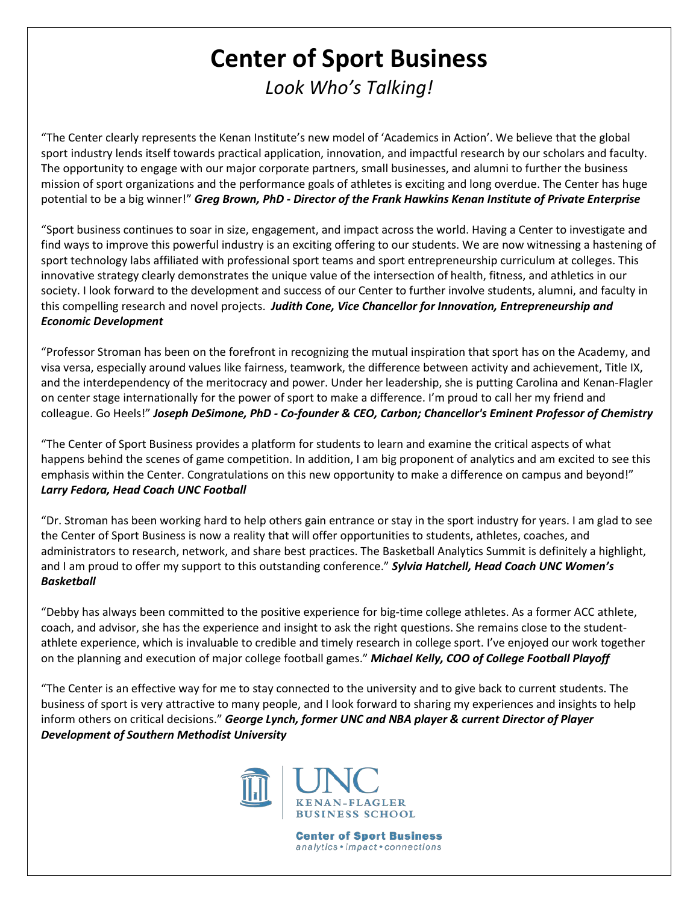# Center of Sport Business

*Look Who's Talking!*

"The Center clearly represents the Kenan Institute's new model of 'Academics in Action'. We believe that the global sport industry lends itself towards practical application, innovation, and impactful research by our scholars and faculty. The opportunity to engage with our major corporate partners, small businesses, and alumni to further the business mission of sport organizations and the performance goals of athletes is exciting and long overdue. The Center has huge potential to be a big winner!" ***Greg Brown, PhD - Director of the Frank Hawkins Kenan Institute of Private Enterprise***

"Sport business continues to soar in size, engagement, and impact across the world. Having a Center to investigate and find ways to improve this powerful industry is an exciting offering to our students. We are now witnessing a hastening of sport technology labs affiliated with professional sport teams and sport entrepreneurship curriculum at colleges. This innovative strategy clearly demonstrates the unique value of the intersection of health, fitness, and athletics in our society. I look forward to the development and success of our Center to further involve students, alumni, and faculty in this compelling research and novel projects. ***Judith Cone, Vice Chancellor for Innovation, Entrepreneurship and Economic Development***

"Professor Stroman has been on the forefront in recognizing the mutual inspiration that sport has on the Academy, and visa versa, especially around values like fairness, teamwork, the difference between activity and achievement, Title IX, and the interdependency of the meritocracy and power. Under her leadership, she is putting Carolina and Kenan-Flagler on center stage internationally for the power of sport to make a difference. I'm proud to call her my friend and colleague. Go Heels!" ***Joseph DeSimone, PhD - Co-founder & CEO, Carbon; Chancellor's Eminent Professor of Chemistry***

"The Center of Sport Business provides a platform for students to learn and examine the critical aspects of what happens behind the scenes of game competition. In addition, I am big proponent of analytics and am excited to see this emphasis within the Center. Congratulations on this new opportunity to make a difference on campus and beyond!" ***Larry Fedora, Head Coach UNC Football***

"Dr. Stroman has been working hard to help others gain entrance or stay in the sport industry for years. I am glad to see the Center of Sport Business is now a reality that will offer opportunities to students, athletes, coaches, and administrators to research, network, and share best practices. The Basketball Analytics Summit is definitely a highlight, and I am proud to offer my support to this outstanding conference." ***Sylvia Hatchell, Head Coach UNC Women's Basketball***

"Debby has always been committed to the positive experience for big-time college athletes. As a former ACC athlete, coach, and advisor, she has the experience and insight to ask the right questions. She remains close to the student-athlete experience, which is invaluable to credible and timely research in college sport. I've enjoyed our work together on the planning and execution of major college football games." ***Michael Kelly, COO of College Football Playoff***

"The Center is an effective way for me to stay connected to the university and to give back to current students. The business of sport is very attractive to many people, and I look forward to sharing my experiences and insights to help inform others on critical decisions." ***George Lynch, former UNC and NBA player & current Director of Player Development of Southern Methodist University***

UNC KENAN-FLAGLER BUSINESS SCHOOL

**Center of Sport Business**
*analytics • impact • connections*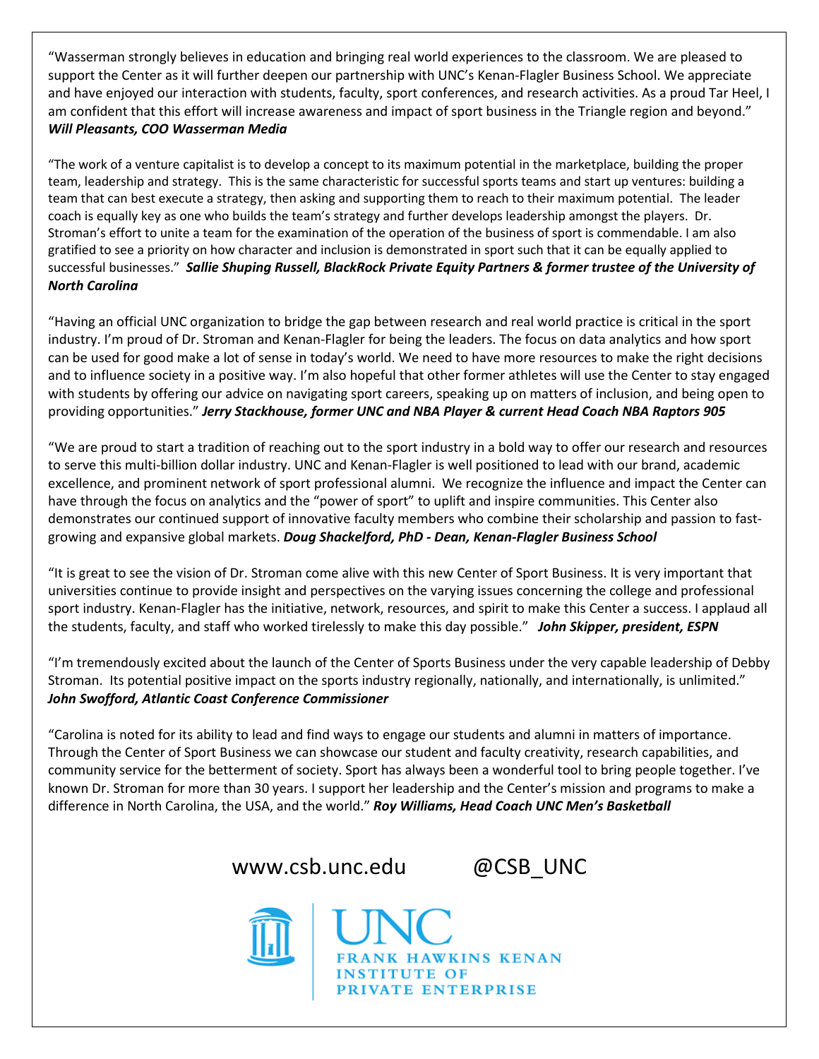"Wasserman strongly believes in education and bringing real world experiences to the classroom. We are pleased to support the Center as it will further deepen our partnership with UNC's Kenan-Flagler Business School. We appreciate and have enjoyed our interaction with students, faculty, sport conferences, and research activities. As a proud Tar Heel, I am confident that this effort will increase awareness and impact of sport business in the Triangle region and beyond."
***Will Pleasants, COO Wasserman Media***

"The work of a venture capitalist is to develop a concept to its maximum potential in the marketplace, building the proper team, leadership and strategy. This is the same characteristic for successful sports teams and start up ventures: building a team that can best execute a strategy, then asking and supporting them to reach to their maximum potential. The leader coach is equally key as one who builds the team's strategy and further develops leadership amongst the players. Dr. Stroman's effort to unite a team for the examination of the operation of the business of sport is commendable. I am also gratified to see a priority on how character and inclusion is demonstrated in sport such that it can be equally applied to successful businesses." ***Sallie Shuping Russell, BlackRock Private Equity Partners & former trustee of the University of North Carolina***

"Having an official UNC organization to bridge the gap between research and real world practice is critical in the sport industry. I'm proud of Dr. Stroman and Kenan-Flagler for being the leaders. The focus on data analytics and how sport can be used for good make a lot of sense in today's world. We need to have more resources to make the right decisions and to influence society in a positive way. I'm also hopeful that other former athletes will use the Center to stay engaged with students by offering our advice on navigating sport careers, speaking up on matters of inclusion, and being open to providing opportunities." ***Jerry Stackhouse, former UNC and NBA Player & current Head Coach NBA Raptors 905***

"We are proud to start a tradition of reaching out to the sport industry in a bold way to offer our research and resources to serve this multi-billion dollar industry. UNC and Kenan-Flagler is well positioned to lead with our brand, academic excellence, and prominent network of sport professional alumni. We recognize the influence and impact the Center can have through the focus on analytics and the "power of sport" to uplift and inspire communities. This Center also demonstrates our continued support of innovative faculty members who combine their scholarship and passion to fast-growing and expansive global markets. ***Doug Shackelford, PhD - Dean, Kenan-Flagler Business School***

"It is great to see the vision of Dr. Stroman come alive with this new Center of Sport Business. It is very important that universities continue to provide insight and perspectives on the varying issues concerning the college and professional sport industry. Kenan-Flagler has the initiative, network, resources, and spirit to make this Center a success. I applaud all the students, faculty, and staff who worked tirelessly to make this day possible." ***John Skipper, president, ESPN***

"I'm tremendously excited about the launch of the Center of Sports Business under the very capable leadership of Debby Stroman. Its potential positive impact on the sports industry regionally, nationally, and internationally, is unlimited."
***John Swofford, Atlantic Coast Conference Commissioner***

"Carolina is noted for its ability to lead and find ways to engage our students and alumni in matters of importance. Through the Center of Sport Business we can showcase our student and faculty creativity, research capabilities, and community service for the betterment of society. Sport has always been a wonderful tool to bring people together. I've known Dr. Stroman for more than 30 years. I support her leadership and the Center's mission and programs to make a difference in North Carolina, the USA, and the world." ***Roy Williams, Head Coach UNC Men's Basketball***

www.csb.unc.edu @CSB_UNC

UNC
FRANK HAWKINS KENAN
INSTITUTE OF
PRIVATE ENTERPRISE